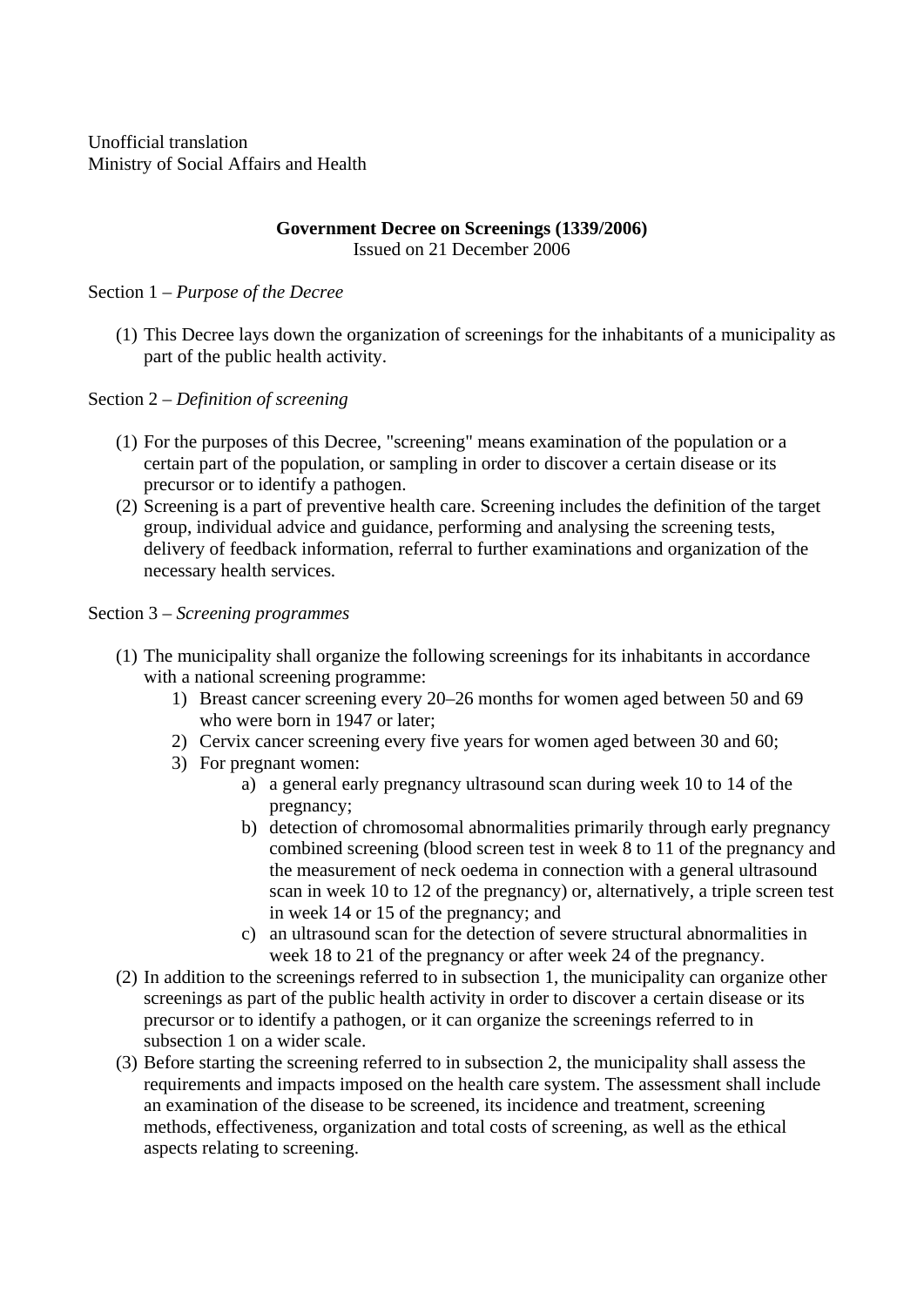Unofficial translation
Ministry of Social Affairs and Health

**Government Decree on Screenings (1339/2006)**
Issued on 21 December 2006

Section 1 – *Purpose of the Decree*

(1) This Decree lays down the organization of screenings for the inhabitants of a municipality as part of the public health activity.

Section 2 – *Definition of screening*

(1) For the purposes of this Decree, "screening" means examination of the population or a certain part of the population, or sampling in order to discover a certain disease or its precursor or to identify a pathogen.
(2) Screening is a part of preventive health care. Screening includes the definition of the target group, individual advice and guidance, performing and analysing the screening tests, delivery of feedback information, referral to further examinations and organization of the necessary health services.

Section 3 – *Screening programmes*

(1) The municipality shall organize the following screenings for its inhabitants in accordance with a national screening programme:
    1) Breast cancer screening every 20–26 months for women aged between 50 and 69 who were born in 1947 or later;
    2) Cervix cancer screening every five years for women aged between 30 and 60;
    3) For pregnant women:
        a) a general early pregnancy ultrasound scan during week 10 to 14 of the pregnancy;
        b) detection of chromosomal abnormalities primarily through early pregnancy combined screening (blood screen test in week 8 to 11 of the pregnancy and the measurement of neck oedema in connection with a general ultrasound scan in week 10 to 12 of the pregnancy) or, alternatively, a triple screen test in week 14 or 15 of the pregnancy; and
        c) an ultrasound scan for the detection of severe structural abnormalities in week 18 to 21 of the pregnancy or after week 24 of the pregnancy.
(2) In addition to the screenings referred to in subsection 1, the municipality can organize other screenings as part of the public health activity in order to discover a certain disease or its precursor or to identify a pathogen, or it can organize the screenings referred to in subsection 1 on a wider scale.
(3) Before starting the screening referred to in subsection 2, the municipality shall assess the requirements and impacts imposed on the health care system. The assessment shall include an examination of the disease to be screened, its incidence and treatment, screening methods, effectiveness, organization and total costs of screening, as well as the ethical aspects relating to screening.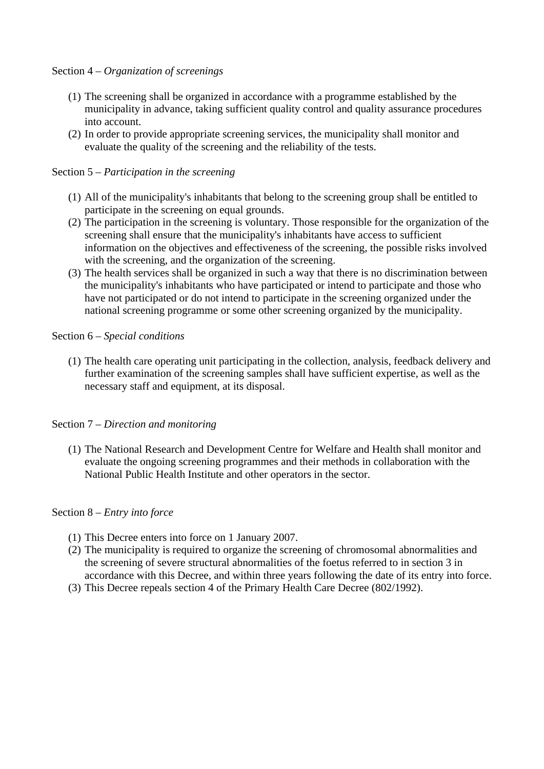Section 4 – *Organization of screenings*

(1) The screening shall be organized in accordance with a programme established by the municipality in advance, taking sufficient quality control and quality assurance procedures into account.
(2) In order to provide appropriate screening services, the municipality shall monitor and evaluate the quality of the screening and the reliability of the tests.

Section 5 – *Participation in the screening*

(1) All of the municipality's inhabitants that belong to the screening group shall be entitled to participate in the screening on equal grounds.
(2) The participation in the screening is voluntary. Those responsible for the organization of the screening shall ensure that the municipality's inhabitants have access to sufficient information on the objectives and effectiveness of the screening, the possible risks involved with the screening, and the organization of the screening.
(3) The health services shall be organized in such a way that there is no discrimination between the municipality's inhabitants who have participated or intend to participate and those who have not participated or do not intend to participate in the screening organized under the national screening programme or some other screening organized by the municipality.

Section 6 – *Special conditions*

(1) The health care operating unit participating in the collection, analysis, feedback delivery and further examination of the screening samples shall have sufficient expertise, as well as the necessary staff and equipment, at its disposal.

Section 7 – *Direction and monitoring*

(1) The National Research and Development Centre for Welfare and Health shall monitor and evaluate the ongoing screening programmes and their methods in collaboration with the National Public Health Institute and other operators in the sector.

Section 8 – *Entry into force*

(1) This Decree enters into force on 1 January 2007.
(2) The municipality is required to organize the screening of chromosomal abnormalities and the screening of severe structural abnormalities of the foetus referred to in section 3 in accordance with this Decree, and within three years following the date of its entry into force.
(3) This Decree repeals section 4 of the Primary Health Care Decree (802/1992).